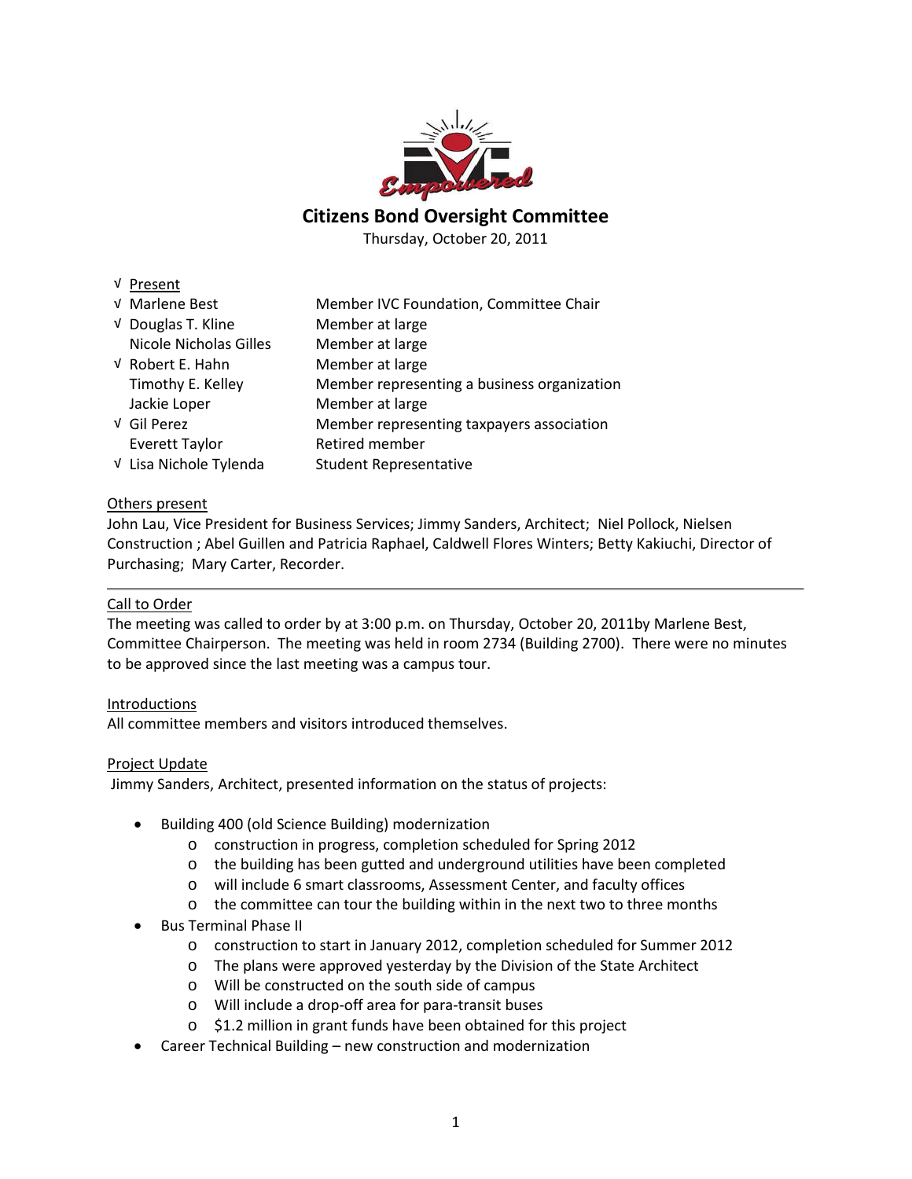# Citizens Bond Oversight Committee

Thursday, October 20, 2011

| | | |
|---|---|---|
| √ | Present | |
| √ | Marlene Best | Member IVC Foundation, Committee Chair |
| √ | Douglas T. Kline | Member at large |
| | Nicole Nicholas Gilles | Member at large |
| √ | Robert E. Hahn | Member at large |
| | Timothy E. Kelley | Member representing a business organization |
| | Jackie Loper | Member at large |
| √ | Gil Perez | Member representing taxpayers association |
| | Everett Taylor | Retired member |
| √ | Lisa Nichole Tylenda | Student Representative |

Others present

John Lau, Vice President for Business Services; Jimmy Sanders, Architect; Niel Pollock, Nielsen Construction ; Abel Guillen and Patricia Raphael, Caldwell Flores Winters; Betty Kakiuchi, Director of Purchasing; Mary Carter, Recorder.

---

Call to Order

The meeting was called to order by at 3:00 p.m. on Thursday, October 20, 2011by Marlene Best, Committee Chairperson. The meeting was held in room 2734 (Building 2700). There were no minutes to be approved since the last meeting was a campus tour.

Introductions

All committee members and visitors introduced themselves.

Project Update

Jimmy Sanders, Architect, presented information on the status of projects:

- Building 400 (old Science Building) modernization
    - construction in progress, completion scheduled for Spring 2012
    - the building has been gutted and underground utilities have been completed
    - will include 6 smart classrooms, Assessment Center, and faculty offices
    - the committee can tour the building within in the next two to three months
- Bus Terminal Phase II
    - construction to start in January 2012, completion scheduled for Summer 2012
    - The plans were approved yesterday by the Division of the State Architect
    - Will be constructed on the south side of campus
    - Will include a drop-off area for para-transit buses
    - $1.2 million in grant funds have been obtained for this project
- Career Technical Building – new construction and modernization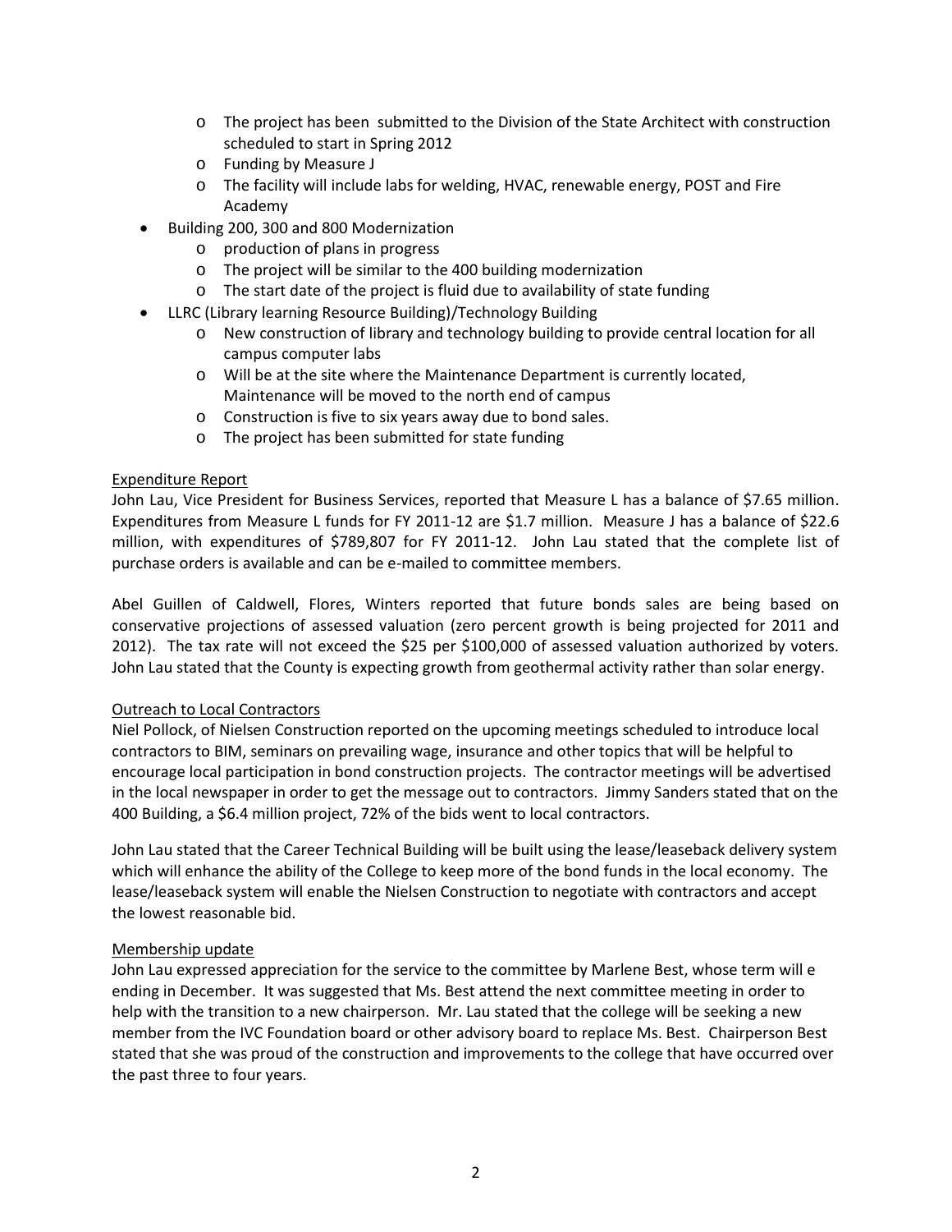- The project has been submitted to the Division of the State Architect with construction scheduled to start in Spring 2012
  - Funding by Measure J
  - The facility will include labs for welding, HVAC, renewable energy, POST and Fire Academy
- Building 200, 300 and 800 Modernization
  - production of plans in progress
  - The project will be similar to the 400 building modernization
  - The start date of the project is fluid due to availability of state funding
- LLRC (Library learning Resource Building)/Technology Building
  - New construction of library and technology building to provide central location for all campus computer labs
  - Will be at the site where the Maintenance Department is currently located, Maintenance will be moved to the north end of campus
  - Construction is five to six years away due to bond sales.
  - The project has been submitted for state funding

Expenditure Report

John Lau, Vice President for Business Services, reported that Measure L has a balance of $7.65 million. Expenditures from Measure L funds for FY 2011-12 are $1.7 million. Measure J has a balance of $22.6 million, with expenditures of $789,807 for FY 2011-12. John Lau stated that the complete list of purchase orders is available and can be e-mailed to committee members.

Abel Guillen of Caldwell, Flores, Winters reported that future bonds sales are being based on conservative projections of assessed valuation (zero percent growth is being projected for 2011 and 2012). The tax rate will not exceed the $25 per $100,000 of assessed valuation authorized by voters. John Lau stated that the County is expecting growth from geothermal activity rather than solar energy.

Outreach to Local Contractors

Niel Pollock, of Nielsen Construction reported on the upcoming meetings scheduled to introduce local contractors to BIM, seminars on prevailing wage, insurance and other topics that will be helpful to encourage local participation in bond construction projects. The contractor meetings will be advertised in the local newspaper in order to get the message out to contractors. Jimmy Sanders stated that on the 400 Building, a $6.4 million project, 72% of the bids went to local contractors.

John Lau stated that the Career Technical Building will be built using the lease/leaseback delivery system which will enhance the ability of the College to keep more of the bond funds in the local economy. The lease/leaseback system will enable the Nielsen Construction to negotiate with contractors and accept the lowest reasonable bid.

Membership update

John Lau expressed appreciation for the service to the committee by Marlene Best, whose term will e ending in December. It was suggested that Ms. Best attend the next committee meeting in order to help with the transition to a new chairperson. Mr. Lau stated that the college will be seeking a new member from the IVC Foundation board or other advisory board to replace Ms. Best. Chairperson Best stated that she was proud of the construction and improvements to the college that have occurred over the past three to four years.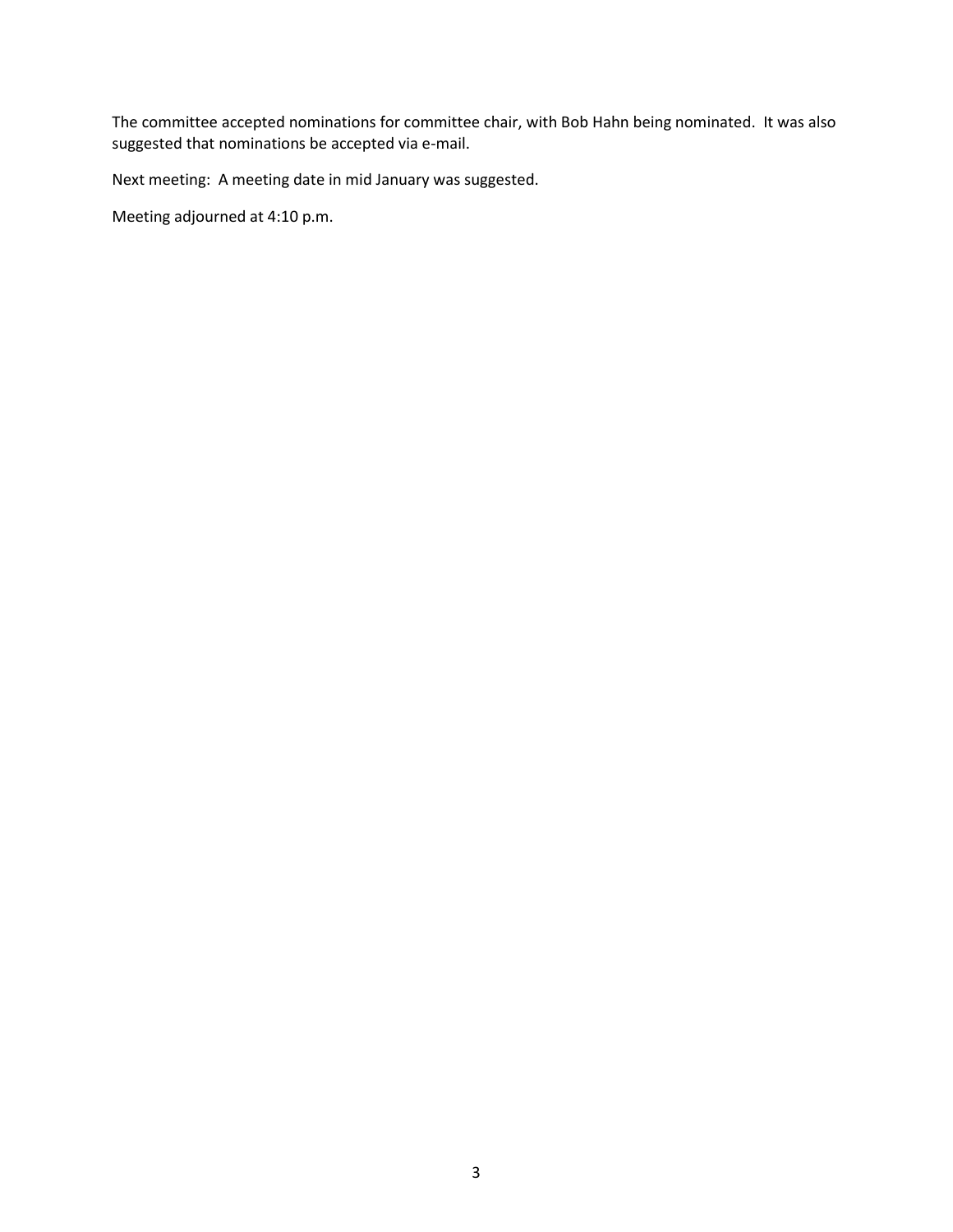The committee accepted nominations for committee chair, with Bob Hahn being nominated. It was also suggested that nominations be accepted via e-mail.

Next meeting: A meeting date in mid January was suggested.

Meeting adjourned at 4:10 p.m.